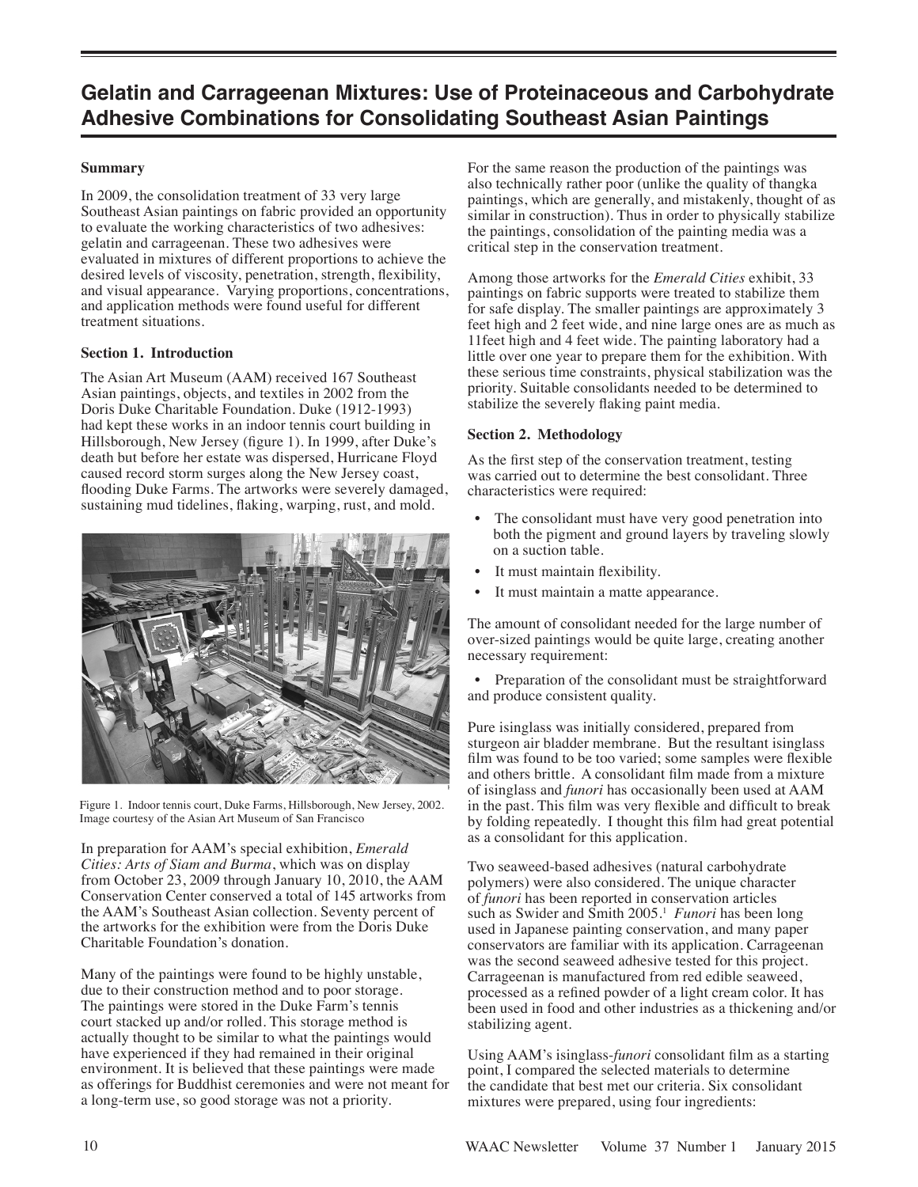# Gelatin and Carrageenan Mixtures: Use of Proteinaceous and Carbohydrate Adhesive Combinations for Consolidating Southeast Asian Paintings

**Summary**

In 2009, the consolidation treatment of 33 very large Southeast Asian paintings on fabric provided an opportunity to evaluate the working characteristics of two adhesives: gelatin and carrageenan. These two adhesives were evaluated in mixtures of different proportions to achieve the desired levels of viscosity, penetration, strength, flexibility, and visual appearance. Varying proportions, concentrations, and application methods were found useful for different treatment situations.

**Section 1. Introduction**

The Asian Art Museum (AAM) received 167 Southeast Asian paintings, objects, and textiles in 2002 from the Doris Duke Charitable Foundation. Duke (1912-1993) had kept these works in an indoor tennis court building in Hillsborough, New Jersey (figure 1). In 1999, after Duke's death but before her estate was dispersed, Hurricane Floyd caused record storm surges along the New Jersey coast, flooding Duke Farms. The artworks were severely damaged, sustaining mud tidelines, flaking, warping, rust, and mold.

Figure 1. Indoor tennis court, Duke Farms, Hillsborough, New Jersey, 2002. Image courtesy of the Asian Art Museum of San Francisco

In preparation for AAM's special exhibition, *Emerald Cities: Arts of Siam and Burma*, which was on display from October 23, 2009 through January 10, 2010, the AAM Conservation Center conserved a total of 145 artworks from the AAM's Southeast Asian collection. Seventy percent of the artworks for the exhibition were from the Doris Duke Charitable Foundation's donation.

Many of the paintings were found to be highly unstable, due to their construction method and to poor storage. The paintings were stored in the Duke Farm's tennis court stacked up and/or rolled. This storage method is actually thought to be similar to what the paintings would have experienced if they had remained in their original environment. It is believed that these paintings were made as offerings for Buddhist ceremonies and were not meant for a long-term use, so good storage was not a priority.

For the same reason the production of the paintings was also technically rather poor (unlike the quality of thangka paintings, which are generally, and mistakenly, thought of as similar in construction). Thus in order to physically stabilize the paintings, consolidation of the painting media was a critical step in the conservation treatment.

Among those artworks for the *Emerald Cities* exhibit, 33 paintings on fabric supports were treated to stabilize them for safe display. The smaller paintings are approximately 3 feet high and 2 feet wide, and nine large ones are as much as 11feet high and 4 feet wide. The painting laboratory had a little over one year to prepare them for the exhibition. With these serious time constraints, physical stabilization was the priority. Suitable consolidants needed to be determined to stabilize the severely flaking paint media.

**Section 2. Methodology**

As the first step of the conservation treatment, testing was carried out to determine the best consolidant. Three characteristics were required:

- The consolidant must have very good penetration into both the pigment and ground layers by traveling slowly on a suction table.
- It must maintain flexibility.
- It must maintain a matte appearance.

The amount of consolidant needed for the large number of over-sized paintings would be quite large, creating another necessary requirement:

- Preparation of the consolidant must be straightforward and produce consistent quality.

Pure isinglass was initially considered, prepared from sturgeon air bladder membrane. But the resultant isinglass film was found to be too varied; some samples were flexible and others brittle. A consolidant film made from a mixture of isinglass and *funori* has occasionally been used at AAM in the past. This film was very flexible and difficult to break by folding repeatedly. I thought this film had great potential as a consolidant for this application.

Two seaweed-based adhesives (natural carbohydrate polymers) were also considered. The unique character of *funori* has been reported in conservation articles such as Swider and Smith 2005.[1] *Funori* has been long used in Japanese painting conservation, and many paper conservators are familiar with its application. Carrageenan was the second seaweed adhesive tested for this project. Carrageenan is manufactured from red edible seaweed, processed as a refined powder of a light cream color. It has been used in food and other industries as a thickening and/or stabilizing agent.

Using AAM's isinglass-*funori* consolidant film as a starting point, I compared the selected materials to determine the candidate that best met our criteria. Six consolidant mixtures were prepared, using four ingredients: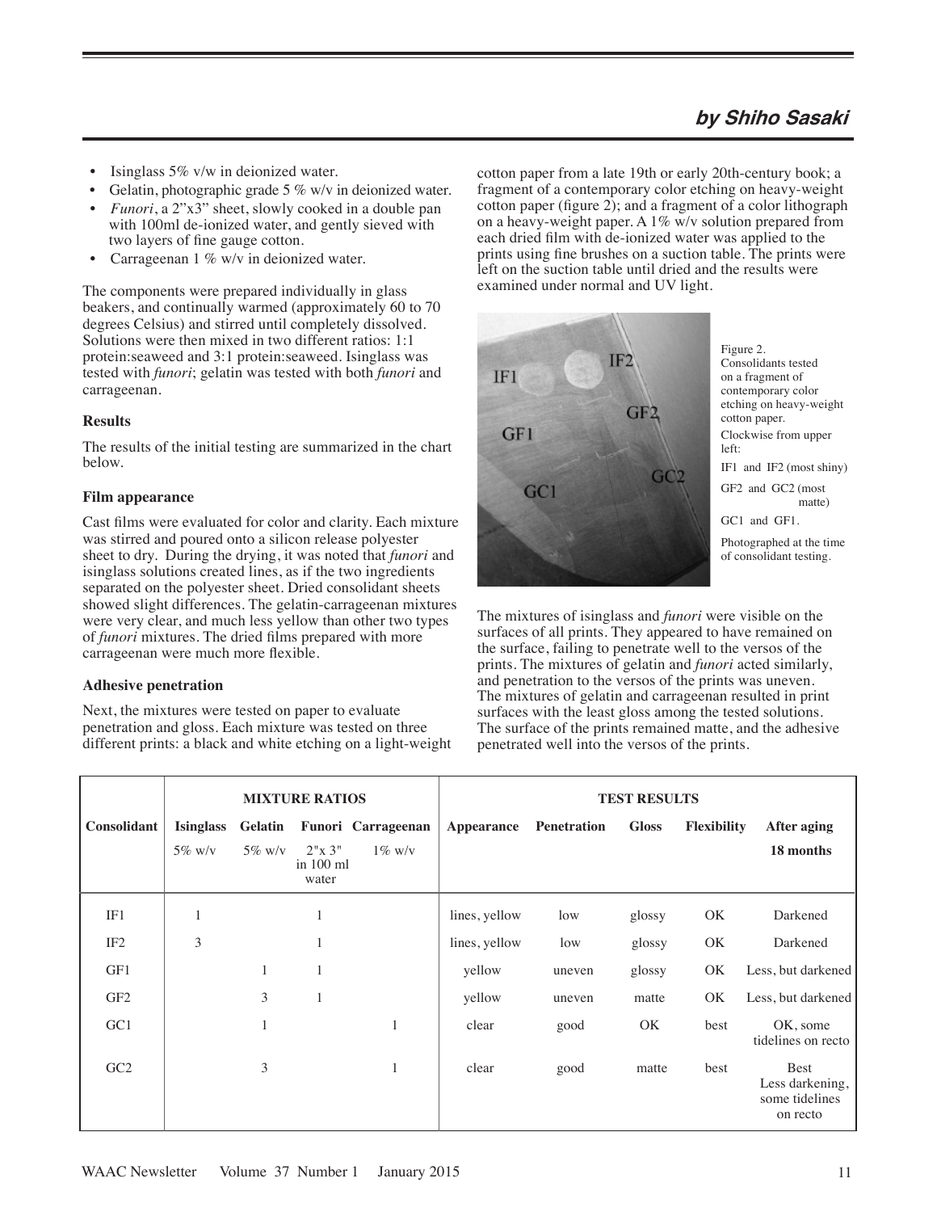- Isinglass 5% v/w in deionized water.
- Gelatin, photographic grade 5 % w/v in deionized water.
- *Funori*, a 2"x3" sheet, slowly cooked in a double pan with 100ml de-ionized water, and gently sieved with two layers of fine gauge cotton.
- Carrageenan 1 % w/v in deionized water.

The components were prepared individually in glass beakers, and continually warmed (approximately 60 to 70 degrees Celsius) and stirred until completely dissolved. Solutions were then mixed in two different ratios: 1:1 protein:seaweed and 3:1 protein:seaweed. Isinglass was tested with *funori*; gelatin was tested with both *funori* and carrageenan.

**Results**

The results of the initial testing are summarized in the chart below.

**Film appearance**

Cast films were evaluated for color and clarity. Each mixture was stirred and poured onto a silicon release polyester sheet to dry. During the drying, it was noted that *funori* and isinglass solutions created lines, as if the two ingredients separated on the polyester sheet. Dried consolidant sheets showed slight differences. The gelatin-carrageenan mixtures were very clear, and much less yellow than other two types of *funori* mixtures. The dried films prepared with more carrageenan were much more flexible.

**Adhesive penetration**

Next, the mixtures were tested on paper to evaluate penetration and gloss. Each mixture was tested on three different prints: a black and white etching on a light-weight cotton paper from a late 19th or early 20th-century book; a fragment of a contemporary color etching on heavy-weight cotton paper (figure 2); and a fragment of a color lithograph on a heavy-weight paper. A 1% w/v solution prepared from each dried film with de-ionized water was applied to the prints using fine brushes on a suction table. The prints were left on the suction table until dried and the results were examined under normal and UV light.

Figure 2. Consolidants tested on a fragment of contemporary color etching on heavy-weight cotton paper. Clockwise from upper left: IF1 and IF2 (most shiny) GF2 and GC2 (most matte) GC1 and GF1. Photographed at the time of consolidant testing.

The mixtures of isinglass and *funori* were visible on the surfaces of all prints. They appeared to have remained on the surface, failing to penetrate well to the versos of the prints. The mixtures of gelatin and *funori* acted similarly, and penetration to the versos of the prints was uneven. The mixtures of gelatin and carrageenan resulted in print surfaces with the least gloss among the tested solutions. The surface of the prints remained matte, and the adhesive penetrated well into the versos of the prints.

| Consolidant | MIXTURE RATIOS | | | | TEST RESULTS | | | | |
|---|---|---|---|---|---|---|---|---|---|
| | Isinglass 5% w/v | Gelatin 5% w/v | Funori 2"x 3" in 100 ml water | Carrageenan 1% w/v | Appearance | Penetration | Gloss | Flexibility | After aging 18 months |
| IF1 | 1 | | 1 | | lines, yellow | low | glossy | OK | Darkened |
| IF2 | 3 | | 1 | | lines, yellow | low | glossy | OK | Darkened |
| GF1 | | 1 | 1 | | yellow | uneven | glossy | OK | Less, but darkened |
| GF2 | | 3 | 1 | | yellow | uneven | matte | OK | Less, but darkened |
| GC1 | | 1 | | 1 | clear | good | OK | best | OK, some tidelines on recto |
| GC2 | | 3 | | 1 | clear | good | matte | best | Best Less darkening, some tidelines on recto |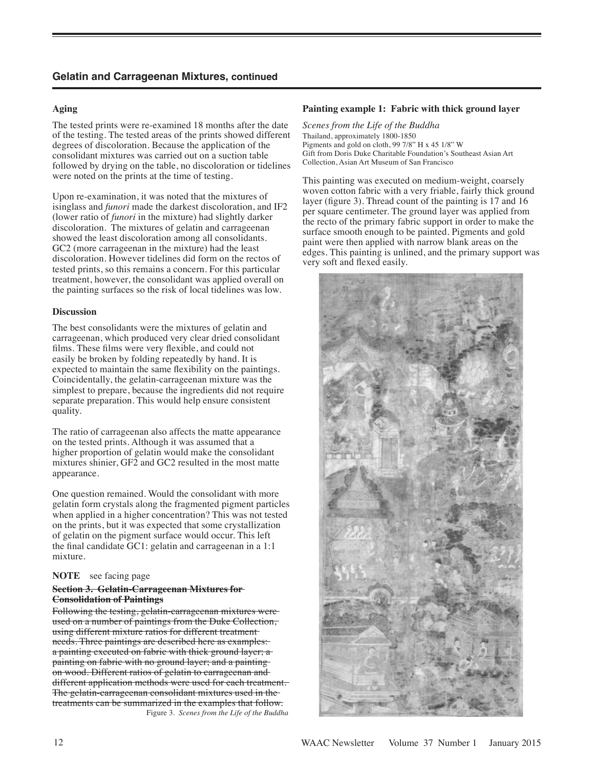## Gelatin and Carrageenan Mixtures, continued

### Aging

The tested prints were re-examined 18 months after the date of the testing. The tested areas of the prints showed different degrees of discoloration. Because the application of the consolidant mixtures was carried out on a suction table followed by drying on the table, no discoloration or tidelines were noted on the prints at the time of testing.

Upon re-examination, it was noted that the mixtures of isinglass and *funori* made the darkest discoloration, and IF2 (lower ratio of *funori* in the mixture) had slightly darker discoloration. The mixtures of gelatin and carrageenan showed the least discoloration among all consolidants. GC2 (more carrageenan in the mixture) had the least discoloration. However tidelines did form on the rectos of tested prints, so this remains a concern. For this particular treatment, however, the consolidant was applied overall on the painting surfaces so the risk of local tidelines was low.

### Discussion

The best consolidants were the mixtures of gelatin and carrageenan, which produced very clear dried consolidant films. These films were very flexible, and could not easily be broken by folding repeatedly by hand. It is expected to maintain the same flexibility on the paintings. Coincidentally, the gelatin-carrageenan mixture was the simplest to prepare, because the ingredients did not require separate preparation. This would help ensure consistent quality.

The ratio of carrageenan also affects the matte appearance on the tested prints. Although it was assumed that a higher proportion of gelatin would make the consolidant mixtures shinier, GF2 and GC2 resulted in the most matte appearance.

One question remained. Would the consolidant with more gelatin form crystals along the fragmented pigment particles when applied in a higher concentration? This was not tested on the prints, but it was expected that some crystallization of gelatin on the pigment surface would occur. This left the final candidate GC1: gelatin and carrageenan in a 1:1 mixture.

**NOTE** see facing page

~~**Section 3. Gelatin-Carrageenan Mixtures for Consolidation of Paintings**~~

~~Following the testing, gelatin-carrageenan mixtures were used on a number of paintings from the Duke Collection, using different mixture ratios for different treatment needs. Three paintings are described here as examples: a painting executed on fabric with thick ground layer; a painting on fabric with no ground layer; and a painting on wood. Different ratios of gelatin to carrageenan and different application methods were used for each treatment. The gelatin-carrageenan consolidant mixtures used in the treatments can be summarized in the examples that follow.~~

### Painting example 1: Fabric with thick ground layer

*Scenes from the Life of the Buddha*
Thailand, approximately 1800-1850
Pigments and gold on cloth, 99 7/8" H x 45 1/8" W
Gift from Doris Duke Charitable Foundation's Southeast Asian Art Collection, Asian Art Museum of San Francisco

This painting was executed on medium-weight, coarsely woven cotton fabric with a very friable, fairly thick ground layer (figure 3). Thread count of the painting is 17 and 16 per square centimeter. The ground layer was applied from the recto of the primary fabric support in order to make the surface smooth enough to be painted. Pigments and gold paint were then applied with narrow blank areas on the edges. This painting is unlined, and the primary support was very soft and flexed easily.

Figure 3. *Scenes from the Life of the Buddha*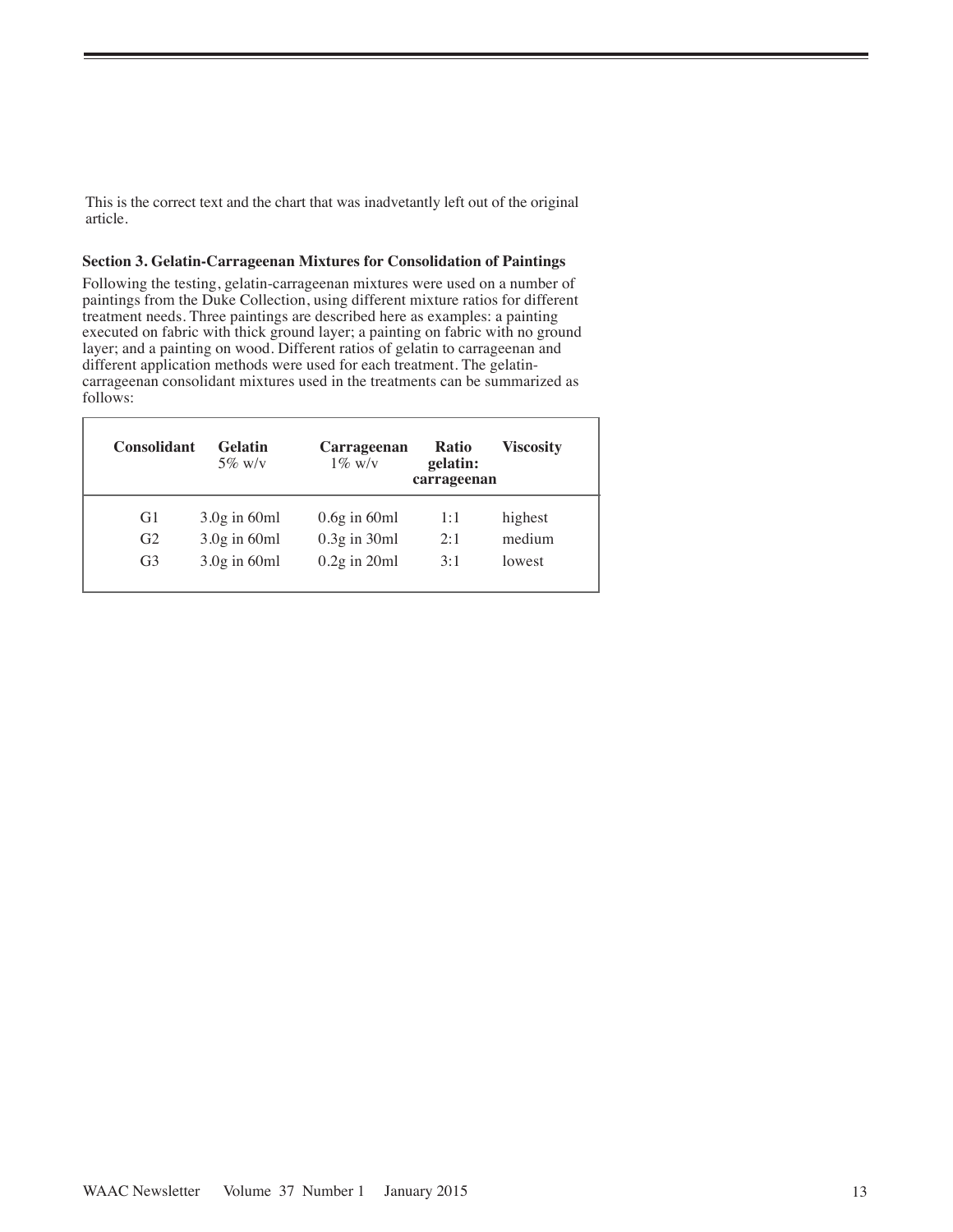This is the correct text and the chart that was inadvetantly left out of the original article.

**Section 3. Gelatin-Carrageenan Mixtures for Consolidation of Paintings**

Following the testing, gelatin-carrageenan mixtures were used on a number of paintings from the Duke Collection, using different mixture ratios for different treatment needs. Three paintings are described here as examples: a painting executed on fabric with thick ground layer; a painting on fabric with no ground layer; and a painting on wood. Different ratios of gelatin to carrageenan and different application methods were used for each treatment. The gelatin-carrageenan consolidant mixtures used in the treatments can be summarized as follows:

| **Consolidant** | **Gelatin** 5% w/v | **Carrageenan** 1% w/v | **Ratio gelatin: carrageenan** | **Viscosity** |
|---|---|---|---|---|
| G1 | 3.0g in 60ml | 0.6g in 60ml | 1:1 | highest |
| G2 | 3.0g in 60ml | 0.3g in 30ml | 2:1 | medium |
| G3 | 3.0g in 60ml | 0.2g in 20ml | 3:1 | lowest |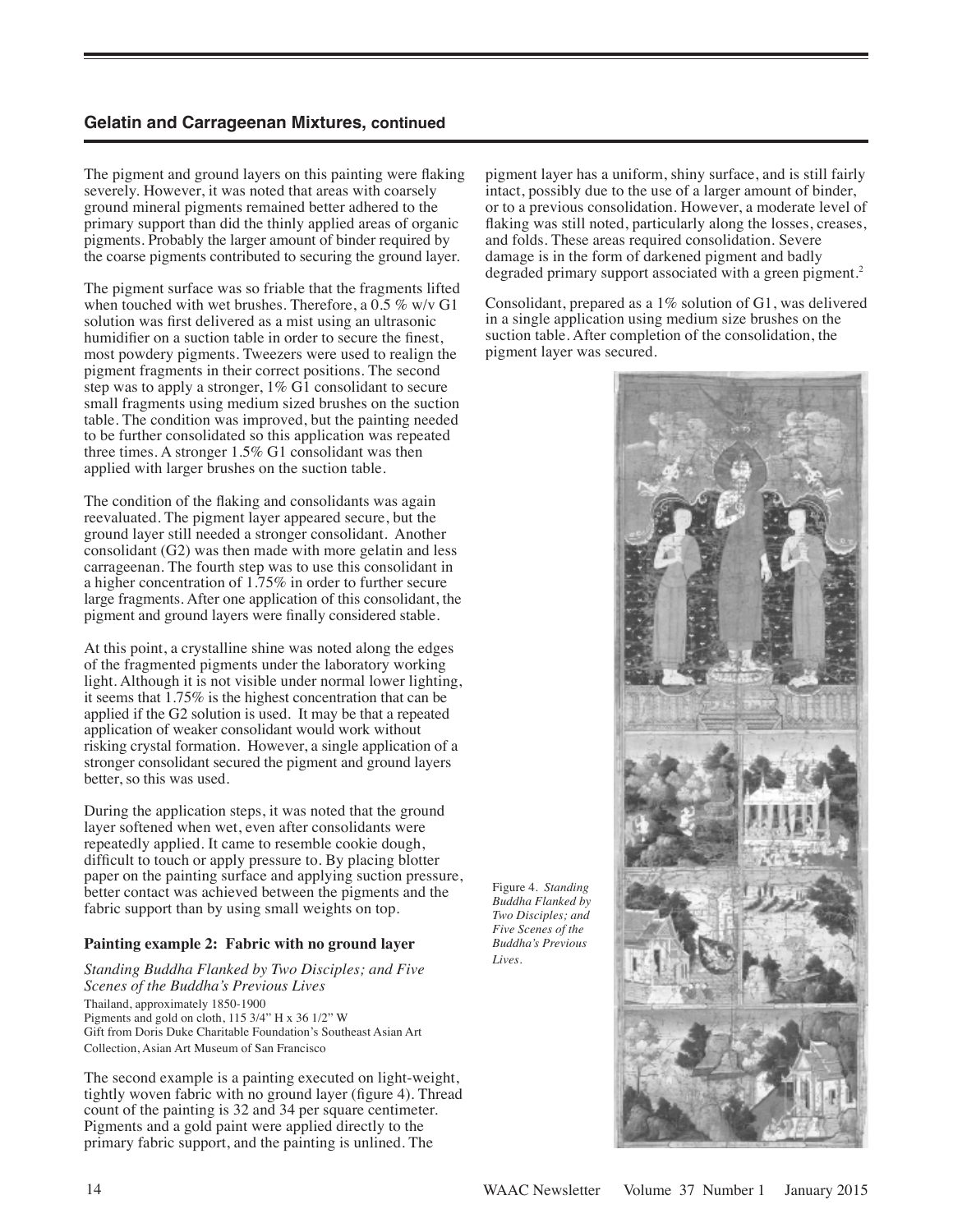## Gelatin and Carrageenan Mixtures, continued

The pigment and ground layers on this painting were flaking severely. However, it was noted that areas with coarsely ground mineral pigments remained better adhered to the primary support than did the thinly applied areas of organic pigments. Probably the larger amount of binder required by the coarse pigments contributed to securing the ground layer.

The pigment surface was so friable that the fragments lifted when touched with wet brushes. Therefore, a 0.5 % w/v G1 solution was first delivered as a mist using an ultrasonic humidifier on a suction table in order to secure the finest, most powdery pigments. Tweezers were used to realign the pigment fragments in their correct positions. The second step was to apply a stronger, 1% G1 consolidant to secure small fragments using medium sized brushes on the suction table. The condition was improved, but the painting needed to be further consolidated so this application was repeated three times. A stronger 1.5% G1 consolidant was then applied with larger brushes on the suction table.

The condition of the flaking and consolidants was again reevaluated. The pigment layer appeared secure, but the ground layer still needed a stronger consolidant. Another consolidant (G2) was then made with more gelatin and less carrageenan. The fourth step was to use this consolidant in a higher concentration of 1.75% in order to further secure large fragments. After one application of this consolidant, the pigment and ground layers were finally considered stable.

At this point, a crystalline shine was noted along the edges of the fragmented pigments under the laboratory working light. Although it is not visible under normal lower lighting, it seems that 1.75% is the highest concentration that can be applied if the G2 solution is used. It may be that a repeated application of weaker consolidant would work without risking crystal formation. However, a single application of a stronger consolidant secured the pigment and ground layers better, so this was used.

During the application steps, it was noted that the ground layer softened when wet, even after consolidants were repeatedly applied. It came to resemble cookie dough, difficult to touch or apply pressure to. By placing blotter paper on the painting surface and applying suction pressure, better contact was achieved between the pigments and the fabric support than by using small weights on top.

### Painting example 2: Fabric with no ground layer

*Standing Buddha Flanked by Two Disciples; and Five Scenes of the Buddha's Previous Lives*
Thailand, approximately 1850-1900
Pigments and gold on cloth, 115 3/4" H x 36 1/2" W
Gift from Doris Duke Charitable Foundation's Southeast Asian Art Collection, Asian Art Museum of San Francisco

The second example is a painting executed on light-weight, tightly woven fabric with no ground layer (figure 4). Thread count of the painting is 32 and 34 per square centimeter. Pigments and a gold paint were applied directly to the primary fabric support, and the painting is unlined. The pigment layer has a uniform, shiny surface, and is still fairly intact, possibly due to the use of a larger amount of binder, or to a previous consolidation. However, a moderate level of flaking was still noted, particularly along the losses, creases, and folds. These areas required consolidation. Severe damage is in the form of darkened pigment and badly degraded primary support associated with a green pigment.[2]

Consolidant, prepared as a 1% solution of G1, was delivered in a single application using medium size brushes on the suction table. After completion of the consolidation, the pigment layer was secured.

Figure 4. *Standing Buddha Flanked by Two Disciples; and Five Scenes of the Buddha's Previous Lives.*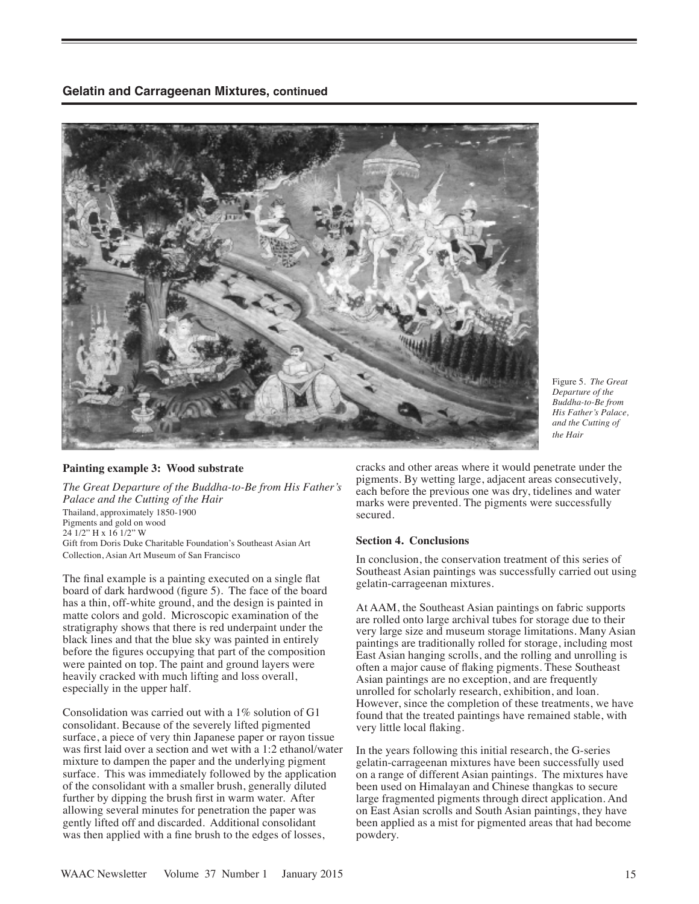## Gelatin and Carrageenan Mixtures, continued

Figure 5. *The Great Departure of the Buddha-to-Be from His Father's Palace, and the Cutting of the Hair*

**Painting example 3: Wood substrate**

*The Great Departure of the Buddha-to-Be from His Father's Palace and the Cutting of the Hair*
Thailand, approximately 1850-1900
Pigments and gold on wood
24 1/2" H x 16 1/2" W
Gift from Doris Duke Charitable Foundation's Southeast Asian Art Collection, Asian Art Museum of San Francisco

The final example is a painting executed on a single flat board of dark hardwood (figure 5). The face of the board has a thin, off-white ground, and the design is painted in matte colors and gold. Microscopic examination of the stratigraphy shows that there is red underpaint under the black lines and that the blue sky was painted in entirely before the figures occupying that part of the composition were painted on top. The paint and ground layers were heavily cracked with much lifting and loss overall, especially in the upper half.

Consolidation was carried out with a 1% solution of G1 consolidant. Because of the severely lifted pigmented surface, a piece of very thin Japanese paper or rayon tissue was first laid over a section and wet with a 1:2 ethanol/water mixture to dampen the paper and the underlying pigment surface. This was immediately followed by the application of the consolidant with a smaller brush, generally diluted further by dipping the brush first in warm water. After allowing several minutes for penetration the paper was gently lifted off and discarded. Additional consolidant was then applied with a fine brush to the edges of losses, cracks and other areas where it would penetrate under the pigments. By wetting large, adjacent areas consecutively, each before the previous one was dry, tidelines and water marks were prevented. The pigments were successfully secured.

**Section 4. Conclusions**

In conclusion, the conservation treatment of this series of Southeast Asian paintings was successfully carried out using gelatin-carrageenan mixtures.

At AAM, the Southeast Asian paintings on fabric supports are rolled onto large archival tubes for storage due to their very large size and museum storage limitations. Many Asian paintings are traditionally rolled for storage, including most East Asian hanging scrolls, and the rolling and unrolling is often a major cause of flaking pigments. These Southeast Asian paintings are no exception, and are frequently unrolled for scholarly research, exhibition, and loan. However, since the completion of these treatments, we have found that the treated paintings have remained stable, with very little local flaking.

In the years following this initial research, the G-series gelatin-carrageenan mixtures have been successfully used on a range of different Asian paintings. The mixtures have been used on Himalayan and Chinese thangkas to secure large fragmented pigments through direct application. And on East Asian scrolls and South Asian paintings, they have been applied as a mist for pigmented areas that had become powdery.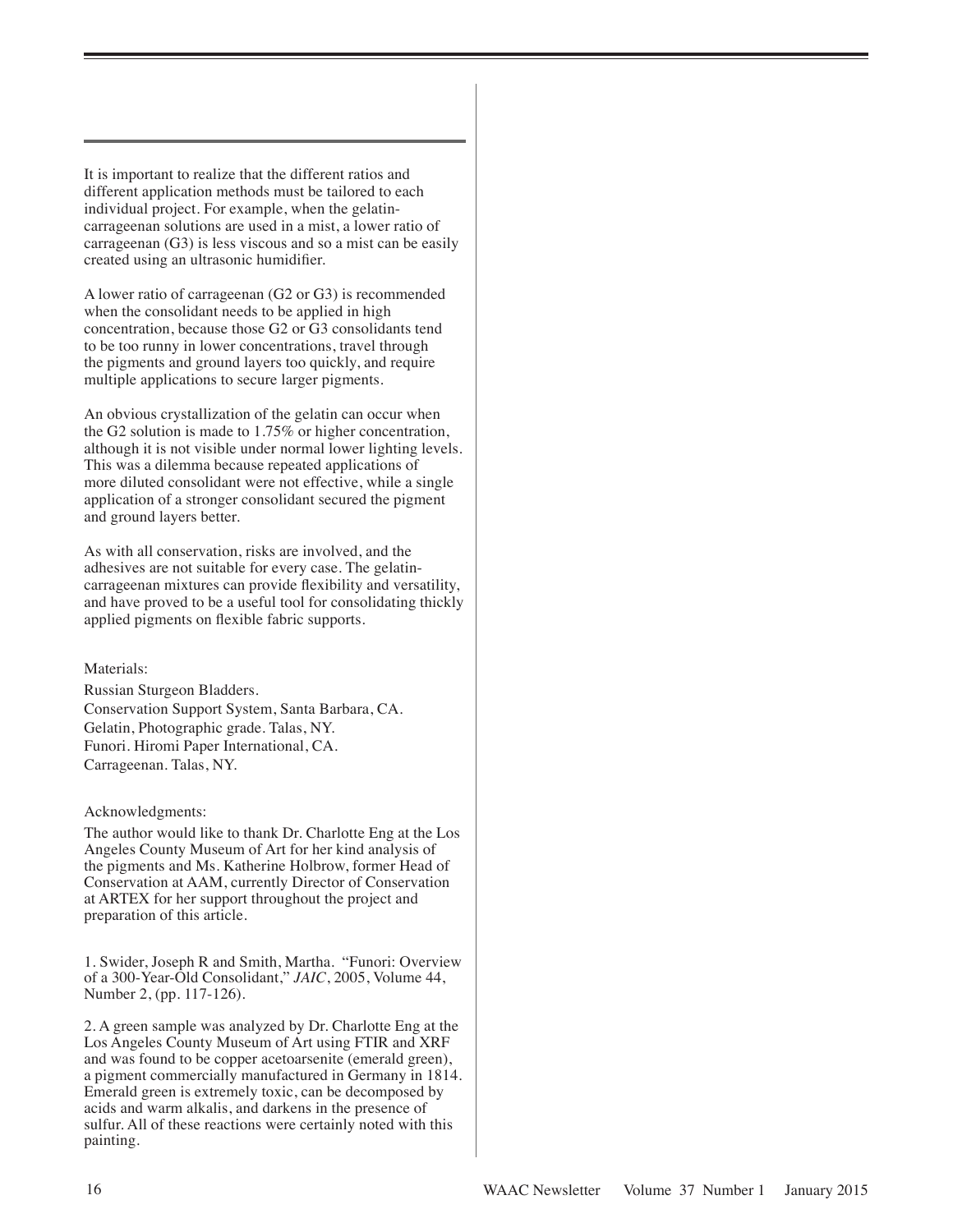It is important to realize that the different ratios and different application methods must be tailored to each individual project. For example, when the gelatin-carrageenan solutions are used in a mist, a lower ratio of carrageenan (G3) is less viscous and so a mist can be easily created using an ultrasonic humidifier.

A lower ratio of carrageenan (G2 or G3) is recommended when the consolidant needs to be applied in high concentration, because those G2 or G3 consolidants tend to be too runny in lower concentrations, travel through the pigments and ground layers too quickly, and require multiple applications to secure larger pigments.

An obvious crystallization of the gelatin can occur when the G2 solution is made to 1.75% or higher concentration, although it is not visible under normal lower lighting levels. This was a dilemma because repeated applications of more diluted consolidant were not effective, while a single application of a stronger consolidant secured the pigment and ground layers better.

As with all conservation, risks are involved, and the adhesives are not suitable for every case. The gelatin-carrageenan mixtures can provide flexibility and versatility, and have proved to be a useful tool for consolidating thickly applied pigments on flexible fabric supports.

Materials:

Russian Sturgeon Bladders.
Conservation Support System, Santa Barbara, CA.
Gelatin, Photographic grade. Talas, NY.
Funori. Hiromi Paper International, CA.
Carrageenan. Talas, NY.

Acknowledgments:

The author would like to thank Dr. Charlotte Eng at the Los Angeles County Museum of Art for her kind analysis of the pigments and Ms. Katherine Holbrow, former Head of Conservation at AAM, currently Director of Conservation at ARTEX for her support throughout the project and preparation of this article.

1. Swider, Joseph R and Smith, Martha. "Funori: Overview of a 300-Year-Old Consolidant," *JAIC*, 2005, Volume 44, Number 2, (pp. 117-126).

2. A green sample was analyzed by Dr. Charlotte Eng at the Los Angeles County Museum of Art using FTIR and XRF and was found to be copper acetoarsenite (emerald green), a pigment commercially manufactured in Germany in 1814. Emerald green is extremely toxic, can be decomposed by acids and warm alkalis, and darkens in the presence of sulfur. All of these reactions were certainly noted with this painting.